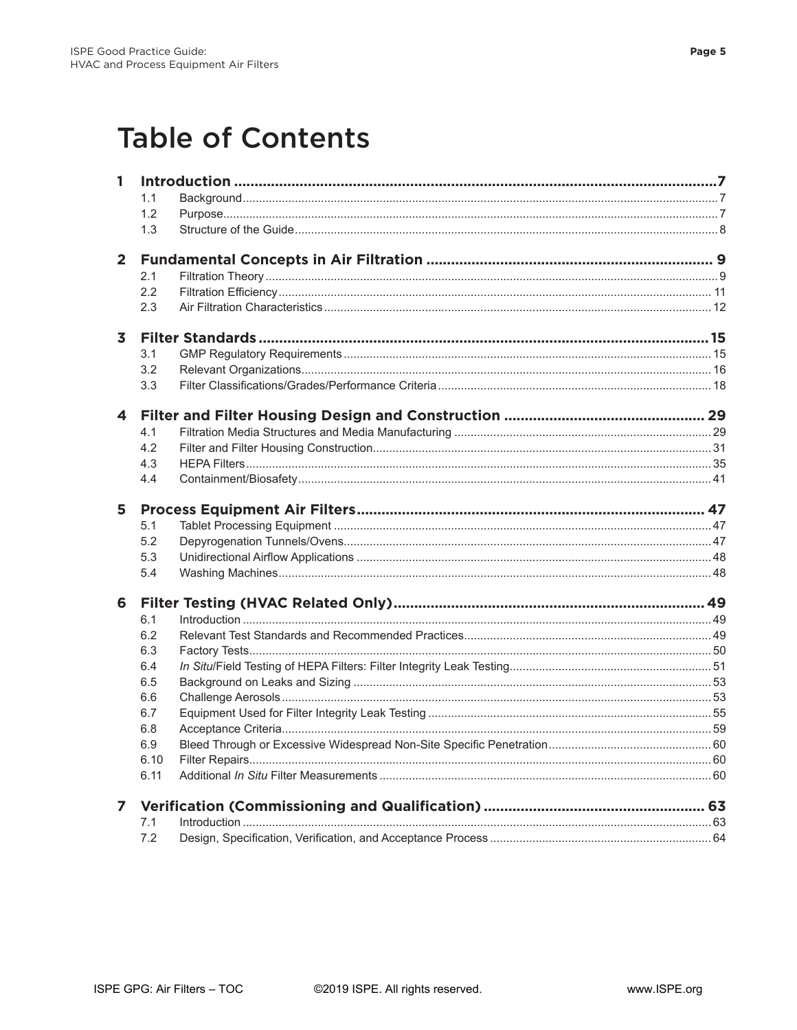# Table of Contents

**1 Introduction ..................................................................................................................7**

- 1.1 Background ................................................................................................................7
- 1.2 Purpose.......................................................................................................................7
- 1.3 Structure of the Guide ................................................................................................8

**2 Fundamental Concepts in Air Filtration ..................................................................... 9**

- 2.1 Filtration Theory .........................................................................................................9
- 2.2 Filtration Efficiency .................................................................................................... 11
- 2.3 Air Filtration Characteristics ...................................................................................... 12

**3 Filter Standards ............................................................................................................15**

- 3.1 GMP Regulatory Requirements ................................................................................ 15
- 3.2 Relevant Organizations............................................................................................. 16
- 3.3 Filter Classifications/Grades/Performance Criteria ................................................... 18

**4 Filter and Filter Housing Design and Construction ................................................ 29**

- 4.1 Filtration Media Structures and Media Manufacturing .............................................. 29
- 4.2 Filter and Filter Housing Construction....................................................................... 31
- 4.3 HEPA Filters.............................................................................................................. 35
- 4.4 Containment/Biosafety.............................................................................................. 41

**5 Process Equipment Air Filters................................................................................... 47**

- 5.1 Tablet Processing Equipment ................................................................................... 47
- 5.2 Depyrogenation Tunnels/Ovens................................................................................ 47
- 5.3 Unidirectional Airflow Applications ........................................................................... 48
- 5.4 Washing Machines.................................................................................................... 48

**6 Filter Testing (HVAC Related Only)........................................................................... 49**

- 6.1 Introduction ............................................................................................................... 49
- 6.2 Relevant Test Standards and Recommended Practices........................................... 49
- 6.3 Factory Tests............................................................................................................. 50
- 6.4 *In Situ*/Field Testing of HEPA Filters: Filter Integrity Leak Testing............................................................. 51
- 6.5 Background on Leaks and Sizing ............................................................................. 53
- 6.6 Challenge Aerosols................................................................................................... 53
- 6.7 Equipment Used for Filter Integrity Leak Testing ...................................................... 55
- 6.8 Acceptance Criteria................................................................................................... 59
- 6.9 Bleed Through or Excessive Widespread Non-Site Specific Penetration.................................................. 60
- 6.10 Filter Repairs............................................................................................................. 60
- 6.11 Additional *In Situ* Filter Measurements ..................................................................... 60

**7 Verification (Commissioning and Qualification) ..................................................... 63**

- 7.1 Introduction ............................................................................................................... 63
- 7.2 Design, Specification, Verification, and Acceptance Process ................................... 64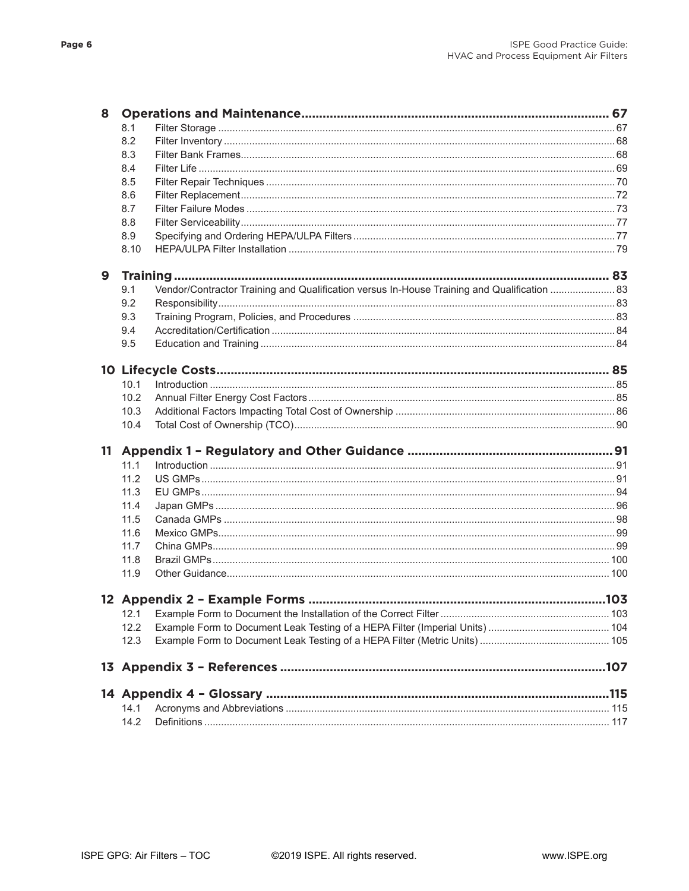**8 Operations and Maintenance ... 67**

- 8.1 Filter Storage ... 67
- 8.2 Filter Inventory ... 68
- 8.3 Filter Bank Frames ... 68
- 8.4 Filter Life ... 69
- 8.5 Filter Repair Techniques ... 70
- 8.6 Filter Replacement ... 72
- 8.7 Filter Failure Modes ... 73
- 8.8 Filter Serviceability ... 77
- 8.9 Specifying and Ordering HEPA/ULPA Filters ... 77
- 8.10 HEPA/ULPA Filter Installation ... 79

**9 Training ... 83**

- 9.1 Vendor/Contractor Training and Qualification versus In-House Training and Qualification ... 83
- 9.2 Responsibility ... 83
- 9.3 Training Program, Policies, and Procedures ... 83
- 9.4 Accreditation/Certification ... 84
- 9.5 Education and Training ... 84

**10 Lifecycle Costs ... 85**

- 10.1 Introduction ... 85
- 10.2 Annual Filter Energy Cost Factors ... 85
- 10.3 Additional Factors Impacting Total Cost of Ownership ... 86
- 10.4 Total Cost of Ownership (TCO) ... 90

**11 Appendix 1 – Regulatory and Other Guidance ... 91**

- 11.1 Introduction ... 91
- 11.2 US GMPs ... 91
- 11.3 EU GMPs ... 94
- 11.4 Japan GMPs ... 96
- 11.5 Canada GMPs ... 98
- 11.6 Mexico GMPs ... 99
- 11.7 China GMPs ... 99
- 11.8 Brazil GMPs ... 100
- 11.9 Other Guidance ... 100

**12 Appendix 2 – Example Forms ... 103**

- 12.1 Example Form to Document the Installation of the Correct Filter ... 103
- 12.2 Example Form to Document Leak Testing of a HEPA Filter (Imperial Units) ... 104
- 12.3 Example Form to Document Leak Testing of a HEPA Filter (Metric Units) ... 105

**13 Appendix 3 – References ... 107**

**14 Appendix 4 – Glossary ... 115**

- 14.1 Acronyms and Abbreviations ... 115
- 14.2 Definitions ... 117